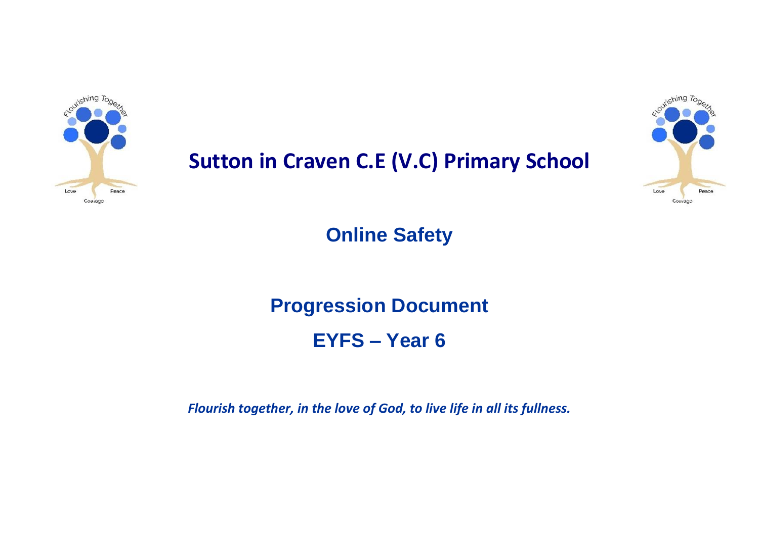# Sutton in Craven C.E (V.C) Primary School

## Online Safety

## Progression Document

## EYFS – Year 6

*Flourish together, in the love of God, to live life in all its fullness.*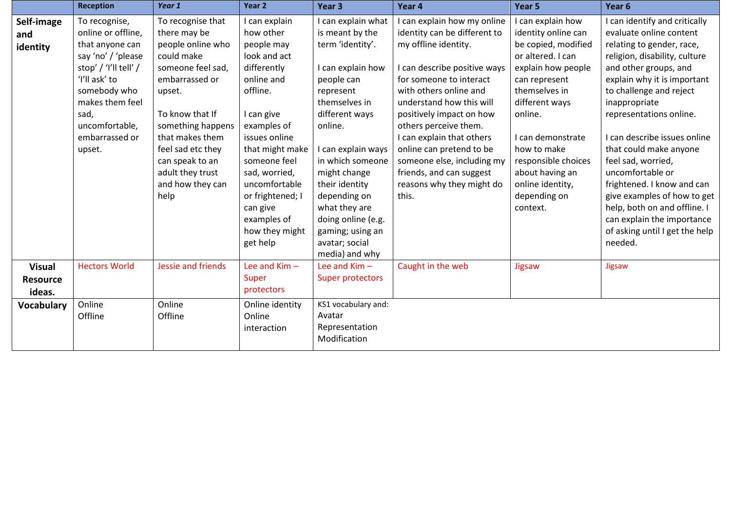| | Reception | *Year 1* | Year 2 | Year 3 | Year 4 | Year 5 | Year 6 |
|---|---|---|---|---|---|---|---|
| **Self-image and identity** | To recognise, online or offline, that anyone can say 'no' / 'please stop' / 'I'll tell' / 'I'll ask' to somebody who makes them feel sad, uncomfortable, embarrassed or upset. | To recognise that there may be people online who could make someone feel sad, embarrassed or upset.<br><br>To know that If something happens that makes them feel sad etc they can speak to an adult they trust and how they can help | I can explain how other people may look and act differently online and offline.<br><br>I can give examples of issues online that might make someone feel sad, worried, uncomfortable or frightened; I can give examples of how they might get help | I can explain what is meant by the term 'identity'.<br><br>I can explain how people can represent themselves in different ways online.<br><br>I can explain ways in which someone might change their identity depending on what they are doing online (e.g. gaming; using an avatar; social media) and why | I can explain how my online identity can be different to my offline identity.<br><br>I can describe positive ways for someone to interact with others online and understand how this will positively impact on how others perceive them.<br>I can explain that others online can pretend to be someone else, including my friends, and can suggest reasons why they might do this. | I can explain how identity online can be copied, modified or altered. I can explain how people can represent themselves in different ways online.<br><br>I can demonstrate how to make responsible choices about having an online identity, depending on context. | I can identify and critically evaluate online content relating to gender, race, religion, disability, culture and other groups, and explain why it is important to challenge and reject inappropriate representations online.<br><br>I can describe issues online that could make anyone feel sad, worried, uncomfortable or frightened. I know and can give examples of how to get help, both on and offline. I can explain the importance of asking until I get the help needed. |
| **Visual Resource ideas.** | Hectors World | Jessie and friends | Lee and Kim – Super protectors | Lee and Kim – Super protectors | Caught in the web | Jigsaw | Jigsaw |
| **Vocabulary** | Online<br>Offline | Online<br>Offline | Online identity<br>Online interaction | KS1 vocabulary and:<br>Avatar<br>Representation<br>Modification | | | |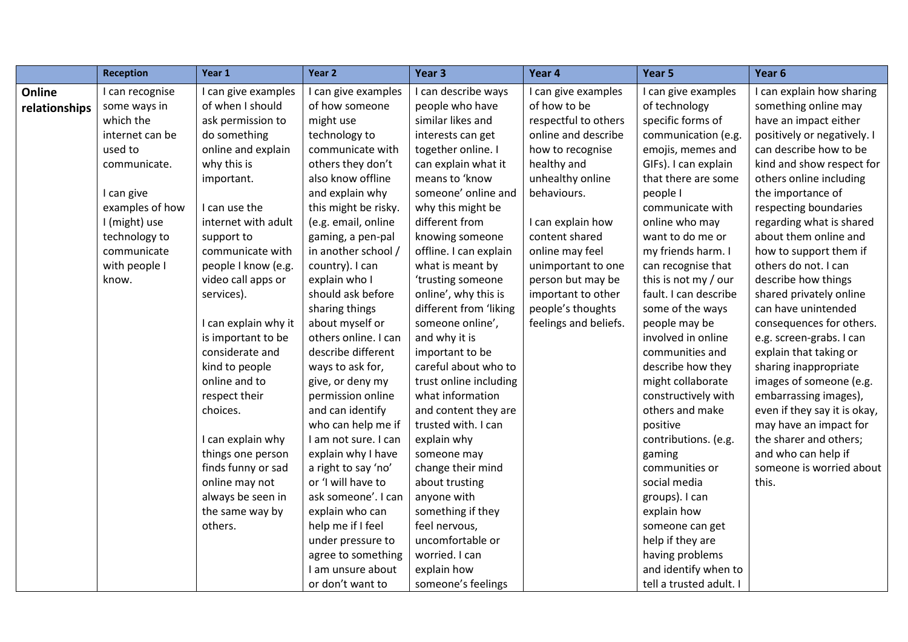| | Reception | Year 1 | Year 2 | Year 3 | Year 4 | Year 5 | Year 6 |
|---|---|---|---|---|---|---|---|
| **Online relationships** | I can recognise some ways in which the internet can be used to communicate.<br><br>I can give examples of how I (might) use technology to communicate with people I know. | I can give examples of when I should ask permission to do something online and explain why this is important.<br><br>I can use the internet with adult support to communicate with people I know (e.g. video call apps or services).<br><br>I can explain why it is important to be considerate and kind to people online and to respect their choices.<br><br>I can explain why things one person finds funny or sad online may not always be seen in the same way by others. | I can give examples of how someone might use technology to communicate with others they don't also know offline and explain why this might be risky. (e.g. email, online gaming, a pen-pal in another school / country). I can explain who I should ask before sharing things about myself or others online. I can describe different ways to ask for, give, or deny my permission online and can identify who can help me if I am not sure. I can explain why I have a right to say 'no' or 'I will have to ask someone'. I can explain who can help me if I feel under pressure to agree to something I am unsure about or don't want to | I can describe ways people who have similar likes and interests can get together online. I can explain what it means to 'know someone' online and why this might be different from knowing someone offline. I can explain what is meant by 'trusting someone online', why this is different from 'liking someone online', and why it is important to be careful about who to trust online including what information and content they are trusted with. I can explain why someone may change their mind about trusting anyone with something if they feel nervous, uncomfortable or worried. I can explain how someone's feelings | I can give examples of how to be respectful to others online and describe how to recognise healthy and unhealthy online behaviours.<br><br>I can explain how content shared online may feel unimportant to one person but may be important to other people's thoughts feelings and beliefs. | I can give examples of technology specific forms of communication (e.g. emojis, memes and GIFs). I can explain that there are some people I communicate with online who may want to do me or my friends harm. I can recognise that this is not my / our fault. I can describe some of the ways people may be involved in online communities and describe how they might collaborate constructively with others and make positive contributions. (e.g. gaming communities or social media groups). I can explain how someone can get help if they are having problems and identify when to tell a trusted adult. I | I can explain how sharing something online may have an impact either positively or negatively. I can describe how to be kind and show respect for others online including the importance of respecting boundaries regarding what is shared about them online and how to support them if others do not. I can describe how things shared privately online can have unintended consequences for others. e.g. screen-grabs. I can explain that taking or sharing inappropriate images of someone (e.g. embarrassing images), even if they say it is okay, may have an impact for the sharer and others; and who can help if someone is worried about this. |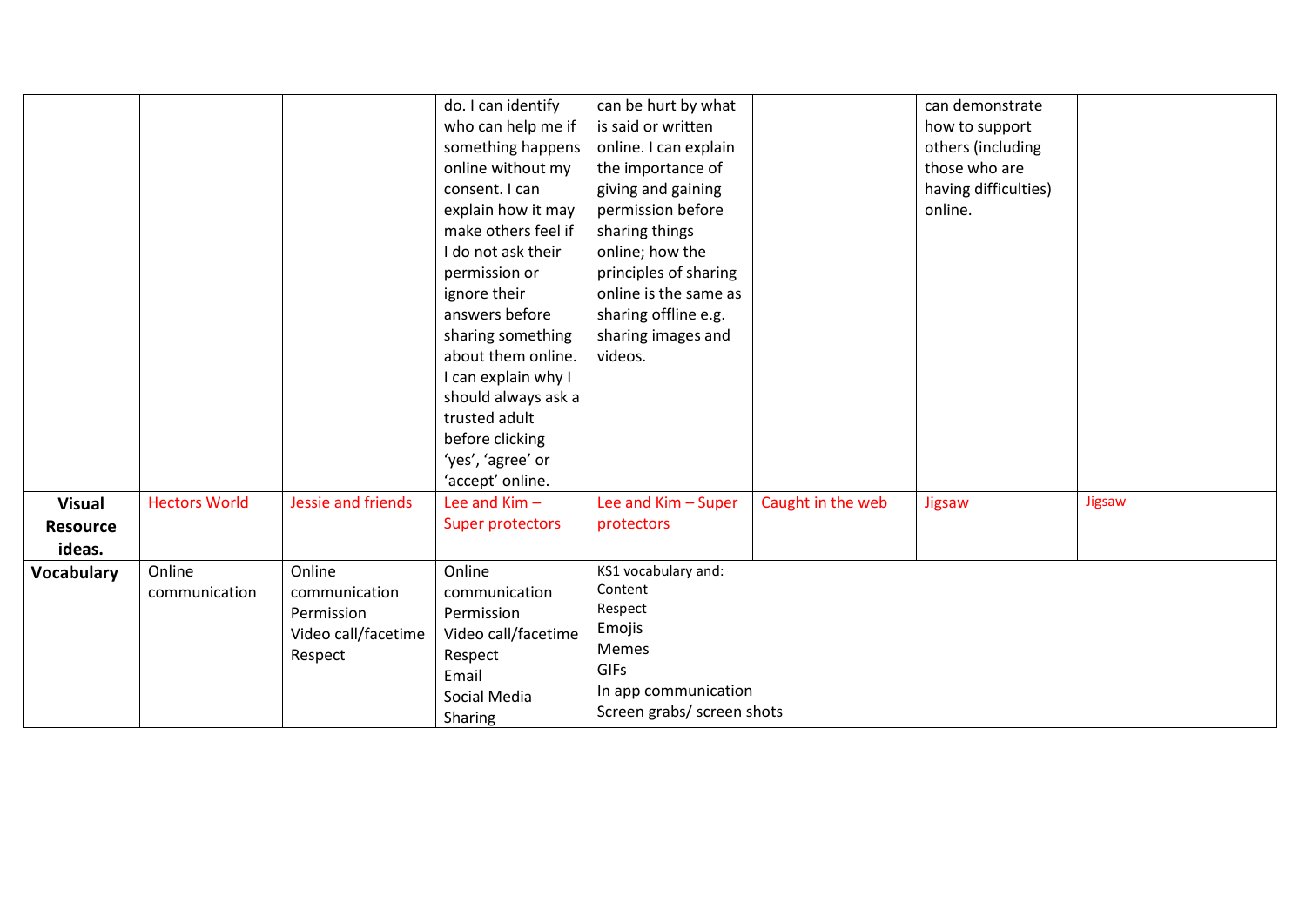| | | | | | | | |
|---|---|---|---|---|---|---|---|
| | | | do. I can identify who can help me if something happens online without my consent. I can explain how it may make others feel if I do not ask their permission or ignore their answers before sharing something about them online. I can explain why I should always ask a trusted adult before clicking 'yes', 'agree' or 'accept' online. | can be hurt by what is said or written online. I can explain the importance of giving and gaining permission before sharing things online; how the principles of sharing online is the same as sharing offline e.g. sharing images and videos. | | can demonstrate how to support others (including those who are having difficulties) online. | |
| **Visual Resource ideas.** | Hectors World | Jessie and friends | Lee and Kim – Super protectors | Lee and Kim – Super protectors | Caught in the web | Jigsaw | Jigsaw |
| **Vocabulary** | Online communication | Online communication<br>Permission<br>Video call/facetime<br>Respect | Online communication<br>Permission<br>Video call/facetime<br>Respect<br>Email<br>Social Media<br>Sharing | KS1 vocabulary and:<br>Content<br>Respect<br>Emojis<br>Memes<br>GIFs<br>In app communication<br>Screen grabs/ screen shots | | | |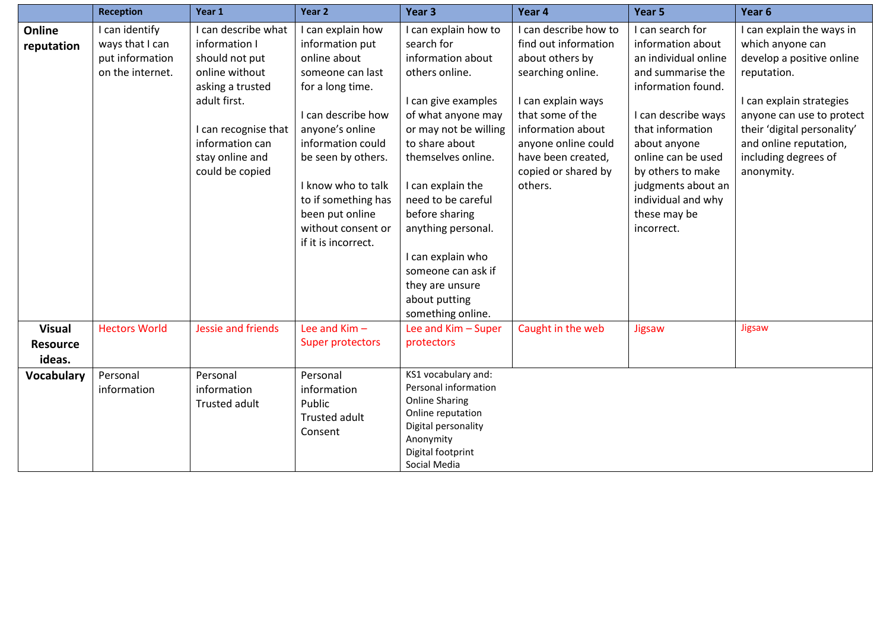| | Reception | Year 1 | Year 2 | Year 3 | Year 4 | Year 5 | Year 6 |
|---|---|---|---|---|---|---|---|
| **Online reputation** | I can identify ways that I can put information on the internet. | I can describe what information I should not put online without asking a trusted adult first.<br><br>I can recognise that information can stay online and could be copied | I can explain how information put online about someone can last for a long time.<br><br>I can describe how anyone's online information could be seen by others.<br><br>I know who to talk to if something has been put online without consent or if it is incorrect. | I can explain how to search for information about others online.<br><br>I can give examples of what anyone may or may not be willing to share about themselves online.<br><br>I can explain the need to be careful before sharing anything personal.<br><br>I can explain who someone can ask if they are unsure about putting something online. | I can describe how to find out information about others by searching online.<br><br>I can explain ways that some of the information about anyone online could have been created, copied or shared by others. | I can search for information about an individual online and summarise the information found.<br><br>I can describe ways that information about anyone online can be used by others to make judgments about an individual and why these may be incorrect. | I can explain the ways in which anyone can develop a positive online reputation.<br><br>I can explain strategies anyone can use to protect their 'digital personality' and online reputation, including degrees of anonymity. |
| **Visual Resource ideas.** | Hectors World | Jessie and friends | Lee and Kim – Super protectors | Lee and Kim – Super protectors | Caught in the web | Jigsaw | Jigsaw |
| **Vocabulary** | Personal information | Personal information<br>Trusted adult | Personal information<br>Public<br>Trusted adult<br>Consent | KS1 vocabulary and:<br>Personal information<br>Online Sharing<br>Online reputation<br>Digital personality<br>Anonymity<br>Digital footprint<br>Social Media | | | |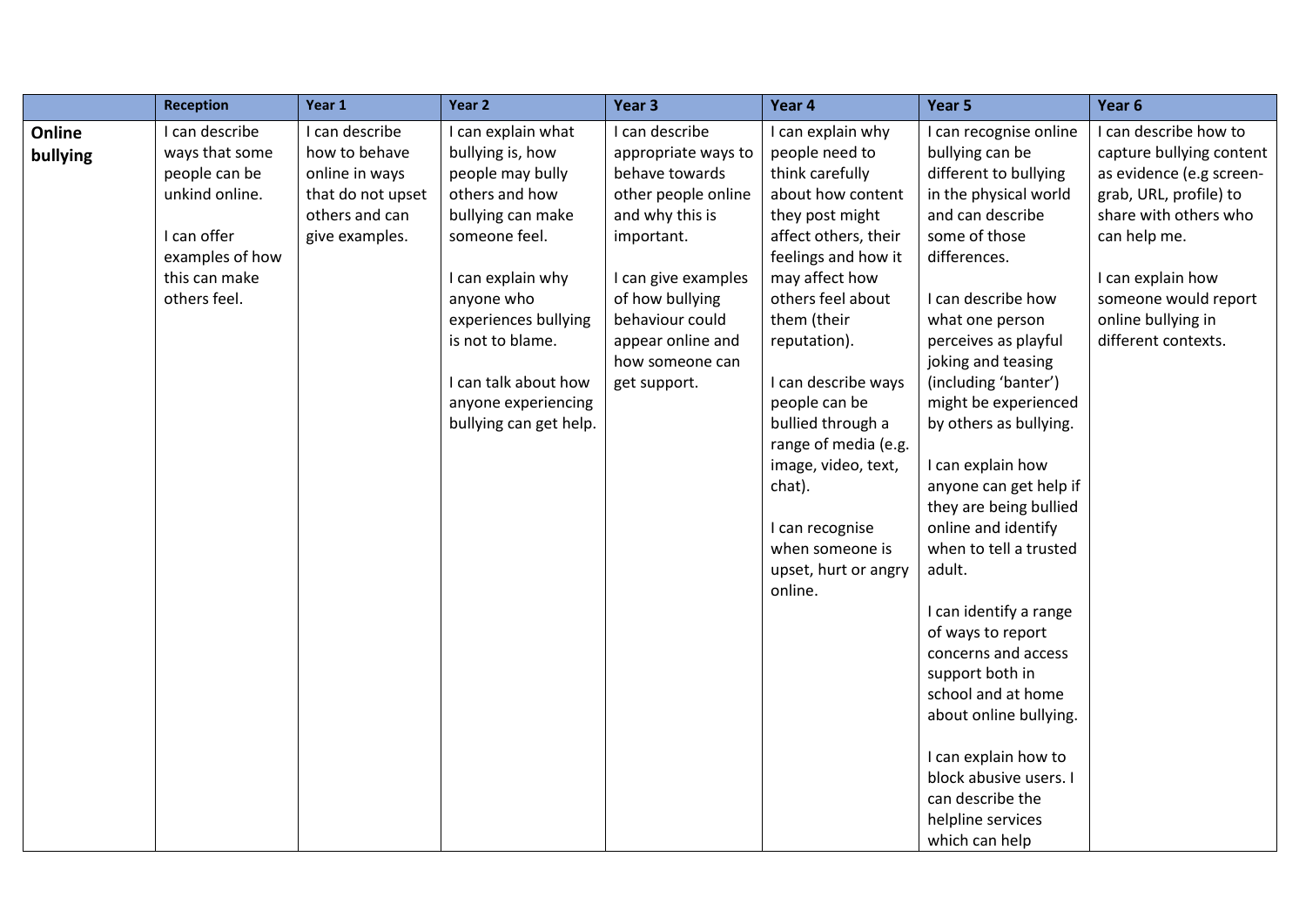| | Reception | Year 1 | Year 2 | Year 3 | Year 4 | Year 5 | Year 6 |
|---|---|---|---|---|---|---|---|
| **Online bullying** | I can describe ways that some people can be unkind online.<br><br>I can offer examples of how this can make others feel. | I can describe how to behave online in ways that do not upset others and can give examples. | I can explain what bullying is, how people may bully others and how bullying can make someone feel.<br><br>I can explain why anyone who experiences bullying is not to blame.<br><br>I can talk about how anyone experiencing bullying can get help. | I can describe appropriate ways to behave towards other people online and why this is important.<br><br>I can give examples of how bullying behaviour could appear online and how someone can get support. | I can explain why people need to think carefully about how content they post might affect others, their feelings and how it may affect how others feel about them (their reputation).<br><br>I can describe ways people can be bullied through a range of media (e.g. image, video, text, chat).<br><br>I can recognise when someone is upset, hurt or angry online. | I can recognise online bullying can be different to bullying in the physical world and can describe some of those differences.<br><br>I can describe how what one person perceives as playful joking and teasing (including 'banter') might be experienced by others as bullying.<br><br>I can explain how anyone can get help if they are being bullied online and identify when to tell a trusted adult.<br><br>I can identify a range of ways to report concerns and access support both in school and at home about online bullying.<br><br>I can explain how to block abusive users. I can describe the helpline services which can help | I can describe how to capture bullying content as evidence (e.g screen-grab, URL, profile) to share with others who can help me.<br><br>I can explain how someone would report online bullying in different contexts. |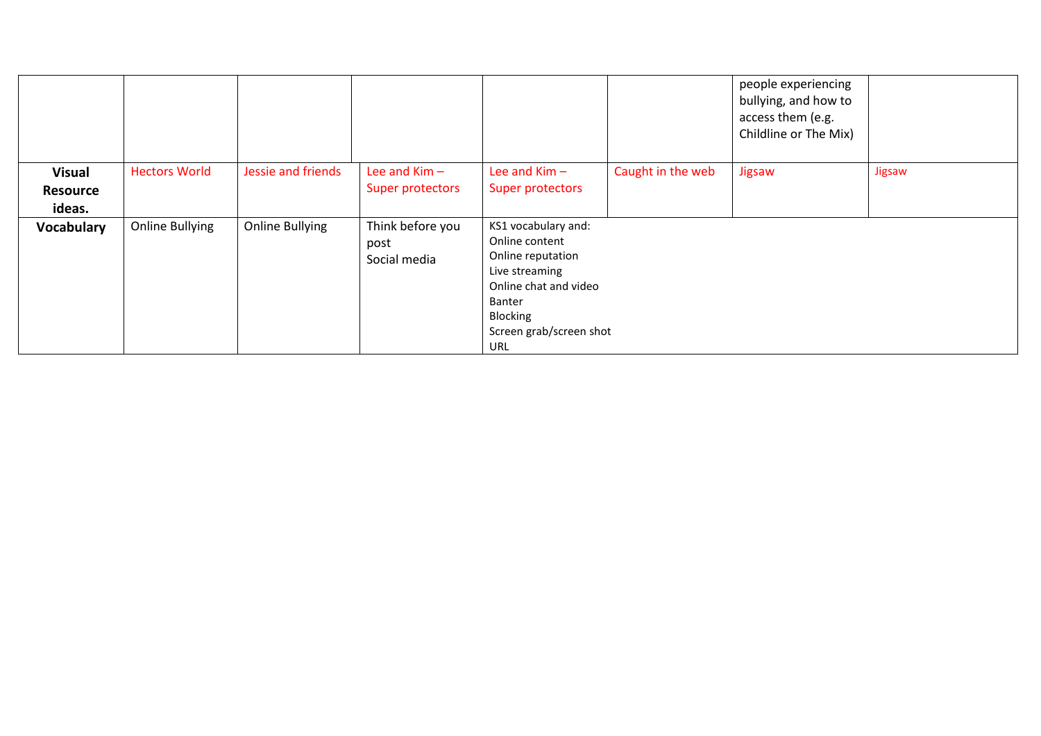| | | | | | | | |
|---|---|---|---|---|---|---|---|
| | | | | | | people experiencing bullying, and how to access them (e.g. Childline or The Mix) | |
| **Visual Resource ideas.** | Hectors World | Jessie and friends | Lee and Kim – Super protectors | Lee and Kim – Super protectors | Caught in the web | Jigsaw | Jigsaw |
| **Vocabulary** | Online Bullying | Online Bullying | Think before you post<br>Social media | KS1 vocabulary and:<br>Online content<br>Online reputation<br>Live streaming<br>Online chat and video<br>Banter<br>Blocking<br>Screen grab/screen shot<br>URL | | | |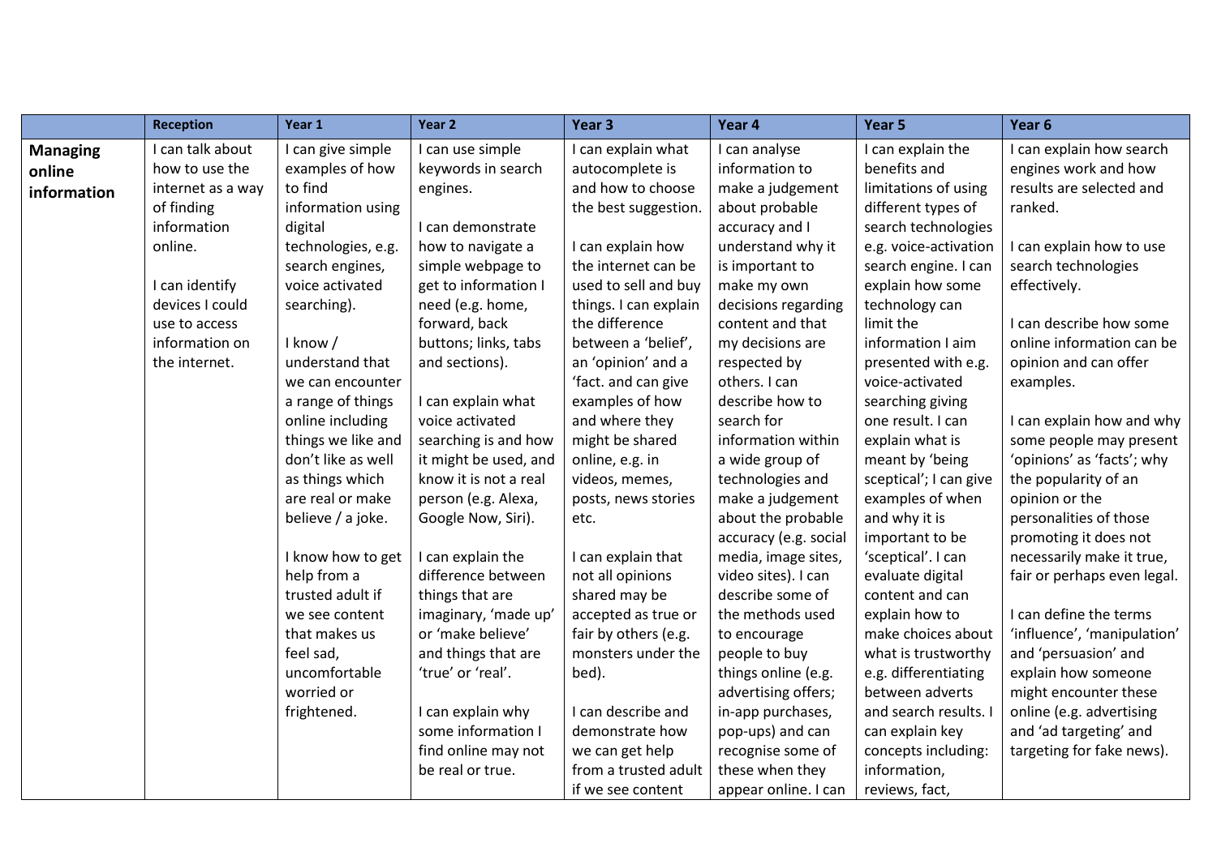| | Reception | Year 1 | Year 2 | Year 3 | Year 4 | Year 5 | Year 6 |
|---|---|---|---|---|---|---|---|
| **Managing online information** | I can talk about how to use the internet as a way of finding information online.<br><br>I can identify devices I could use to access information on the internet. | I can give simple examples of how to find information using digital technologies, e.g. search engines, voice activated searching).<br><br>I know / understand that we can encounter a range of things online including things we like and don't like as well as things which are real or make believe / a joke.<br><br>I know how to get help from a trusted adult if we see content that makes us feel sad, uncomfortable worried or frightened. | I can use simple keywords in search engines.<br><br>I can demonstrate how to navigate a simple webpage to get to information I need (e.g. home, forward, back buttons; links, tabs and sections).<br><br>I can explain what voice activated searching is and how it might be used, and know it is not a real person (e.g. Alexa, Google Now, Siri).<br><br>I can explain the difference between things that are imaginary, 'made up' or 'make believe' and things that are 'true' or 'real'.<br><br>I can explain why some information I find online may not be real or true. | I can explain what autocomplete is and how to choose the best suggestion.<br><br>I can explain how the internet can be used to sell and buy things. I can explain the difference between a 'belief', an 'opinion' and a 'fact. and can give examples of how and where they might be shared online, e.g. in videos, memes, posts, news stories etc.<br><br>I can explain that not all opinions shared may be accepted as true or fair by others (e.g. monsters under the bed).<br><br>I can describe and demonstrate how we can get help from a trusted adult if we see content | I can analyse information to make a judgement about probable accuracy and I understand why it is important to make my own decisions regarding content and that my decisions are respected by others. I can describe how to search for information within a wide group of technologies and make a judgement about the probable accuracy (e.g. social media, image sites, video sites). I can describe some of the methods used to encourage people to buy things online (e.g. advertising offers; in-app purchases, pop-ups) and can recognise some of these when they appear online. I can | I can explain the benefits and limitations of using different types of search technologies e.g. voice-activation search engine. I can explain how some technology can limit the information I aim presented with e.g. voice-activated searching giving one result. I can explain what is meant by 'being sceptical'; I can give examples of when and why it is important to be 'sceptical'. I can evaluate digital content and can explain how to make choices about what is trustworthy e.g. differentiating between adverts and search results. I can explain key concepts including: information, reviews, fact, | I can explain how search engines work and how results are selected and ranked.<br><br>I can explain how to use search technologies effectively.<br><br>I can describe how some online information can be opinion and can offer examples.<br><br>I can explain how and why some people may present 'opinions' as 'facts'; why the popularity of an opinion or the personalities of those promoting it does not necessarily make it true, fair or perhaps even legal.<br><br>I can define the terms 'influence', 'manipulation' and 'persuasion' and explain how someone might encounter these online (e.g. advertising and 'ad targeting' and targeting for fake news). |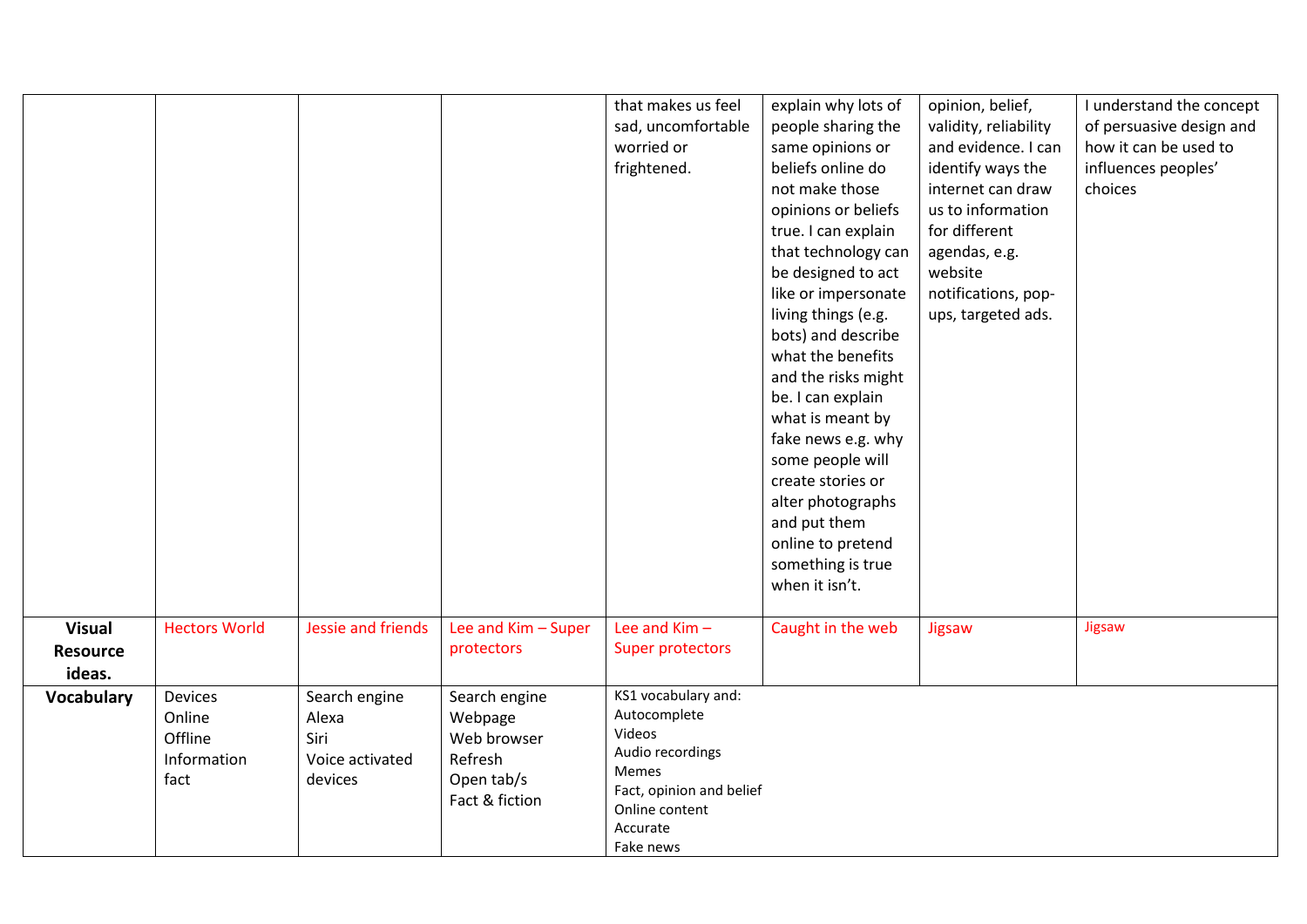| | | | | | | | |
|---|---|---|---|---|---|---|---|
| | | | | that makes us feel sad, uncomfortable worried or frightened. | explain why lots of people sharing the same opinions or beliefs online do not make those opinions or beliefs true. I can explain that technology can be designed to act like or impersonate living things (e.g. bots) and describe what the benefits and the risks might be. I can explain what is meant by fake news e.g. why some people will create stories or alter photographs and put them online to pretend something is true when it isn't. | opinion, belief, validity, reliability and evidence. I can identify ways the internet can draw us to information for different agendas, e.g. website notifications, pop-ups, targeted ads. | I understand the concept of persuasive design and how it can be used to influences peoples' choices |
| **Visual Resource ideas.** | Hectors World | Jessie and friends | Lee and Kim – Super protectors | Lee and Kim – Super protectors | Caught in the web | Jigsaw | Jigsaw |
| **Vocabulary** | Devices<br>Online<br>Offline<br>Information<br>fact | Search engine<br>Alexa<br>Siri<br>Voice activated devices | Search engine<br>Webpage<br>Web browser<br>Refresh<br>Open tab/s<br>Fact & fiction | KS1 vocabulary and:<br>Autocomplete<br>Videos<br>Audio recordings<br>Memes<br>Fact, opinion and belief<br>Online content<br>Accurate<br>Fake news | | | |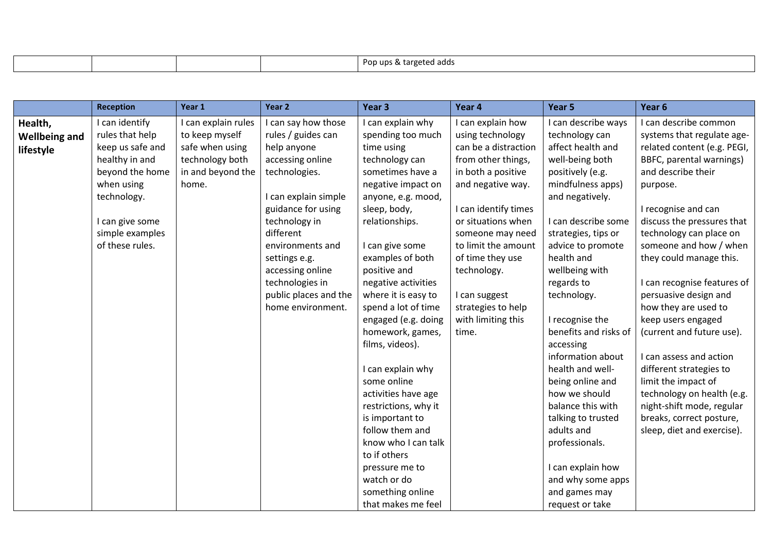| | | | | Pop ups & targeted adds | | | |
|---|---|---|---|---|---|---|---|

| | Reception | Year 1 | Year 2 | Year 3 | Year 4 | Year 5 | Year 6 |
|---|---|---|---|---|---|---|---|
| **Health, Wellbeing and lifestyle** | I can identify rules that help keep us safe and healthy in and beyond the home when using technology.<br><br>I can give some simple examples of these rules. | I can explain rules to keep myself safe when using technology both in and beyond the home. | I can say how those rules / guides can help anyone accessing online technologies.<br><br>I can explain simple guidance for using technology in different environments and settings e.g. accessing online technologies in public places and the home environment. | I can explain why spending too much time using technology can sometimes have a negative impact on anyone, e.g. mood, sleep, body, relationships.<br><br>I can give some examples of both positive and negative activities where it is easy to spend a lot of time engaged (e.g. doing homework, games, films, videos).<br><br>I can explain why some online activities have age restrictions, why it is important to follow them and know who I can talk to if others pressure me to watch or do something online that makes me feel | I can explain how using technology can be a distraction from other things, in both a positive and negative way.<br><br>I can identify times or situations when someone may need to limit the amount of time they use technology.<br><br>I can suggest strategies to help with limiting this time. | I can describe ways technology can affect health and well-being both positively (e.g. mindfulness apps) and negatively.<br><br>I can describe some strategies, tips or advice to promote health and wellbeing with regards to technology.<br><br>I recognise the benefits and risks of accessing information about health and well-being online and how we should balance this with talking to trusted adults and professionals.<br><br>I can explain how and why some apps and games may request or take | I can describe common systems that regulate age-related content (e.g. PEGI, BBFC, parental warnings) and describe their purpose.<br><br>I recognise and can discuss the pressures that technology can place on someone and how / when they could manage this.<br><br>I can recognise features of persuasive design and how they are used to keep users engaged (current and future use).<br><br>I can assess and action different strategies to limit the impact of technology on health (e.g. night-shift mode, regular breaks, correct posture, sleep, diet and exercise). |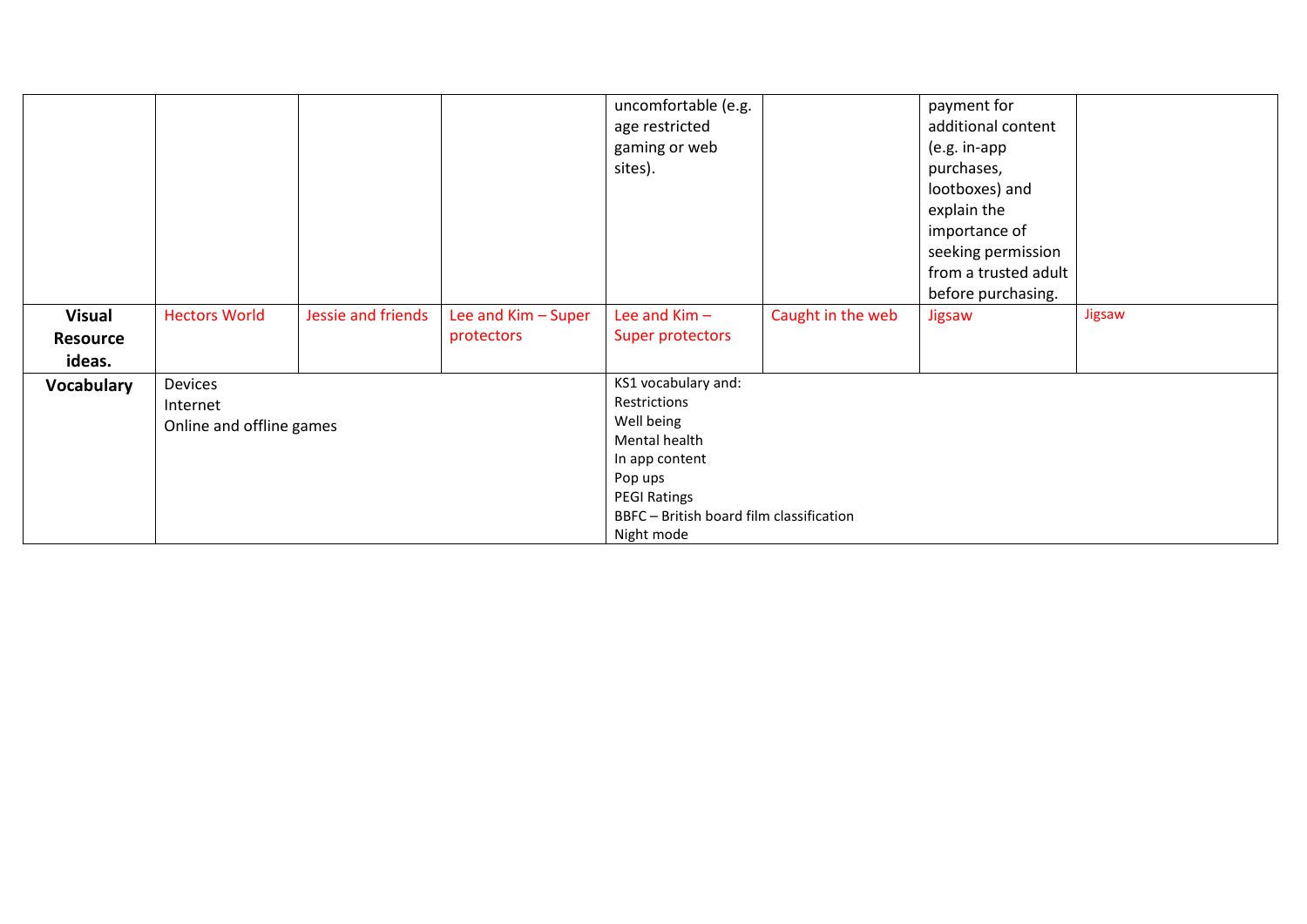| | | | | | | | |
|---|---|---|---|---|---|---|---|
| | | | | uncomfortable (e.g. age restricted gaming or web sites). | | payment for additional content (e.g. in-app purchases, lootboxes) and explain the importance of seeking permission from a trusted adult before purchasing. | |
| **Visual Resource ideas.** | Hectors World | Jessie and friends | Lee and Kim – Super protectors | Lee and Kim – Super protectors | Caught in the web | Jigsaw | Jigsaw |
| **Vocabulary** | Devices<br>Internet<br>Online and offline games | | | KS1 vocabulary and:<br>Restrictions<br>Well being<br>Mental health<br>In app content<br>Pop ups<br>PEGI Ratings<br>BBFC – British board film classification<br>Night mode | | | |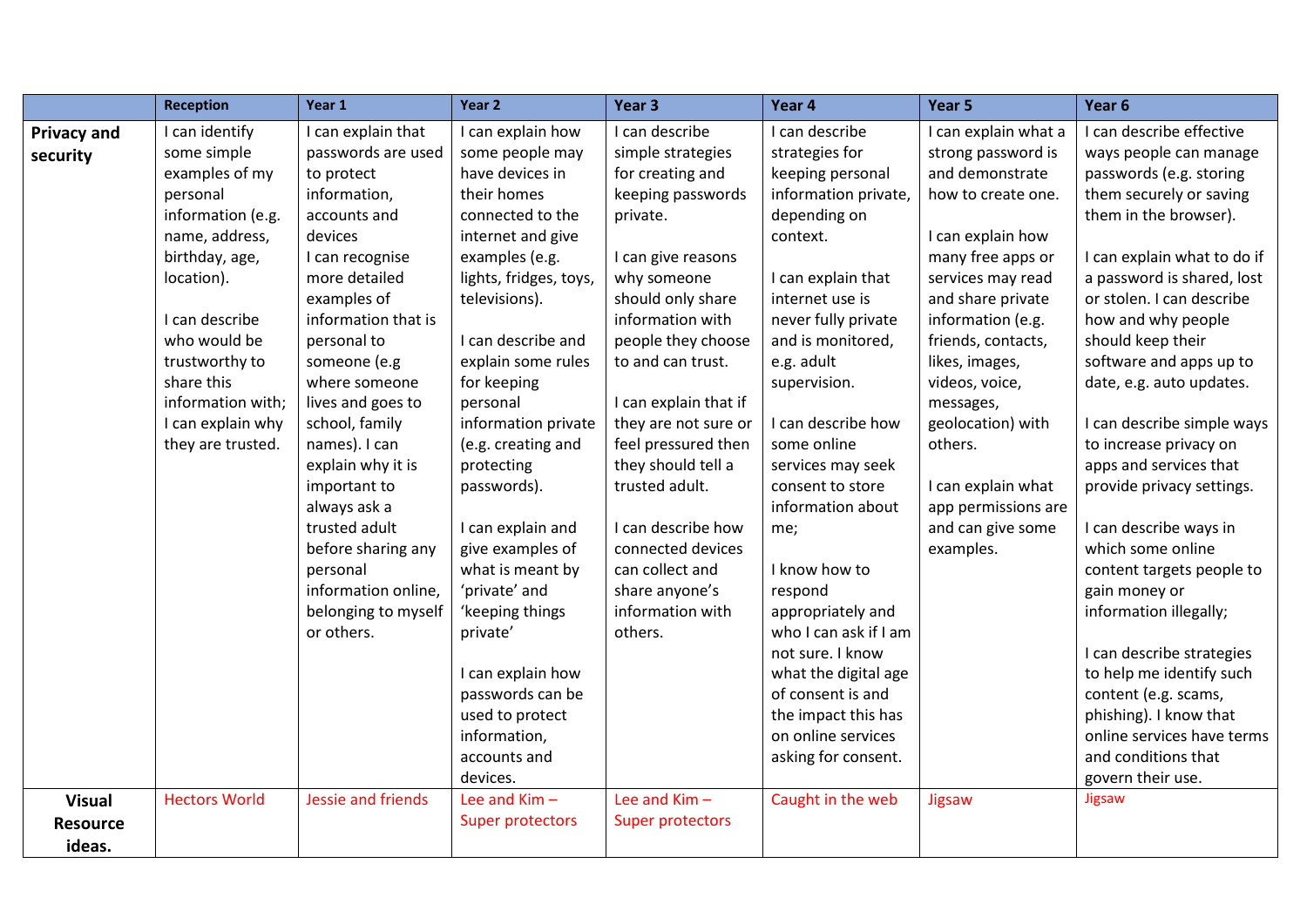|  | Reception | Year 1 | Year 2 | Year 3 | Year 4 | Year 5 | Year 6 |
|---|---|---|---|---|---|---|---|
| **Privacy and security** | I can identify some simple examples of my personal information (e.g. name, address, birthday, age, location).<br><br>I can describe who would be trustworthy to share this information with; I can explain why they are trusted. | I can explain that passwords are used to protect information, accounts and devices<br>I can recognise more detailed examples of information that is personal to someone (e.g where someone lives and goes to school, family names). I can explain why it is important to always ask a trusted adult before sharing any personal information online, belonging to myself or others. | I can explain how some people may have devices in their homes connected to the internet and give examples (e.g. lights, fridges, toys, televisions).<br><br>I can describe and explain some rules for keeping personal information private (e.g. creating and protecting passwords).<br><br>I can explain and give examples of what is meant by 'private' and 'keeping things private'<br><br>I can explain how passwords can be used to protect information, accounts and devices. | I can describe simple strategies for creating and keeping passwords private.<br><br>I can give reasons why someone should only share information with people they choose to and can trust.<br><br>I can explain that if they are not sure or feel pressured then they should tell a trusted adult.<br><br>I can describe how connected devices can collect and share anyone's information with others. | I can describe strategies for keeping personal information private, depending on context.<br><br>I can explain that internet use is never fully private and is monitored, e.g. adult supervision.<br><br>I can describe how some online services may seek consent to store information about me;<br><br>I know how to respond appropriately and who I can ask if I am not sure. I know what the digital age of consent is and the impact this has on online services asking for consent. | I can explain what a strong password is and demonstrate how to create one.<br><br>I can explain how many free apps or services may read and share private information (e.g. friends, contacts, likes, images, videos, voice, messages, geolocation) with others.<br><br>I can explain what app permissions are and can give some examples. | I can describe effective ways people can manage passwords (e.g. storing them securely or saving them in the browser).<br><br>I can explain what to do if a password is shared, lost or stolen. I can describe how and why people should keep their software and apps up to date, e.g. auto updates.<br><br>I can describe simple ways to increase privacy on apps and services that provide privacy settings.<br><br>I can describe ways in which some online content targets people to gain money or information illegally;<br><br>I can describe strategies to help me identify such content (e.g. scams, phishing). I know that online services have terms and conditions that govern their use. |
| **Visual Resource ideas.** | Hectors World | Jessie and friends | Lee and Kim – Super protectors | Lee and Kim – Super protectors | Caught in the web | Jigsaw | Jigsaw |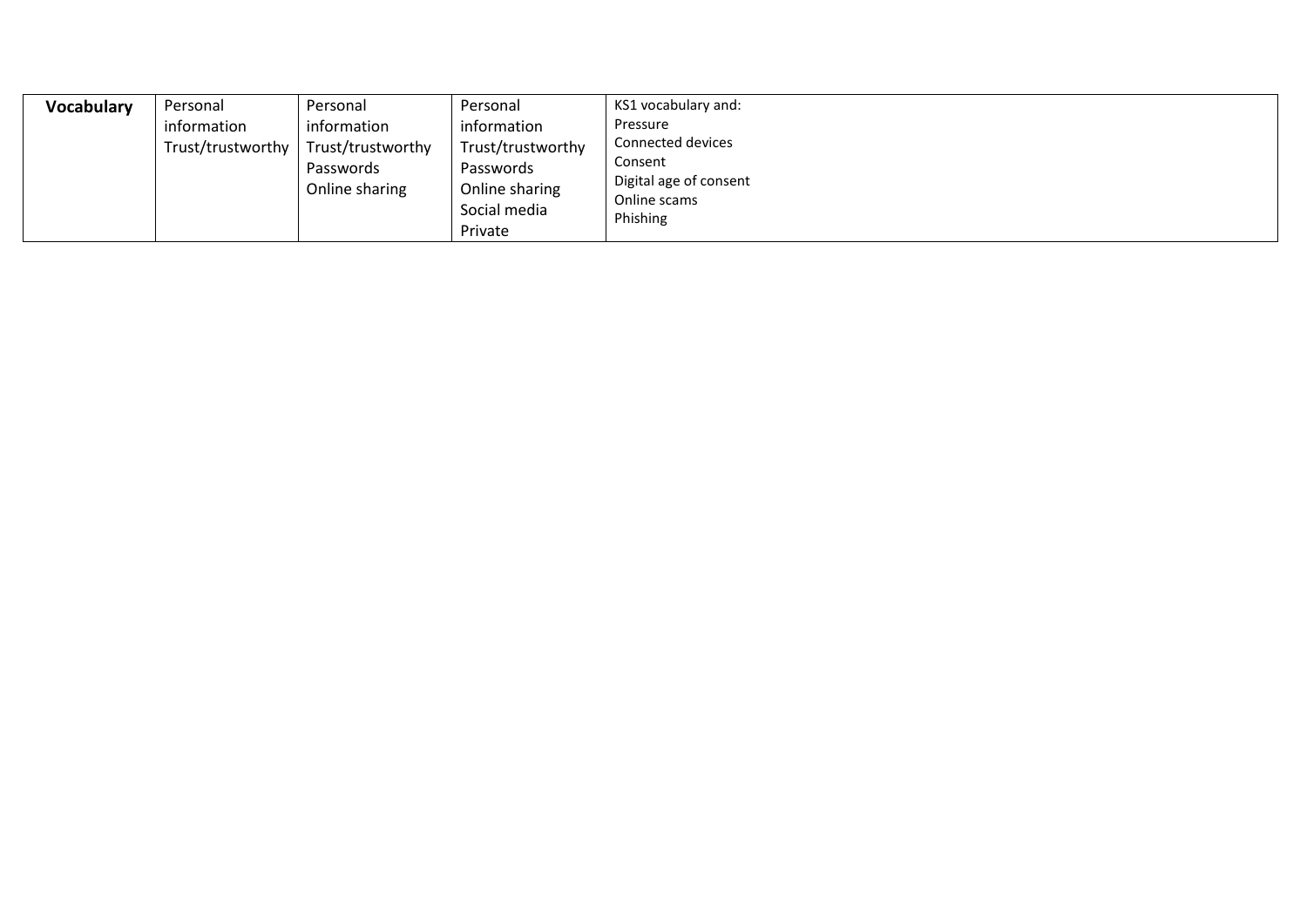| **Vocabulary** | Personal information<br>Trust/trustworthy | Personal information<br>Trust/trustworthy<br>Passwords<br>Online sharing | Personal information<br>Trust/trustworthy<br>Passwords<br>Online sharing<br>Social media<br>Private | KS1 vocabulary and:<br>Pressure<br>Connected devices<br>Consent<br>Digital age of consent<br>Online scams<br>Phishing |
|---|---|---|---|---|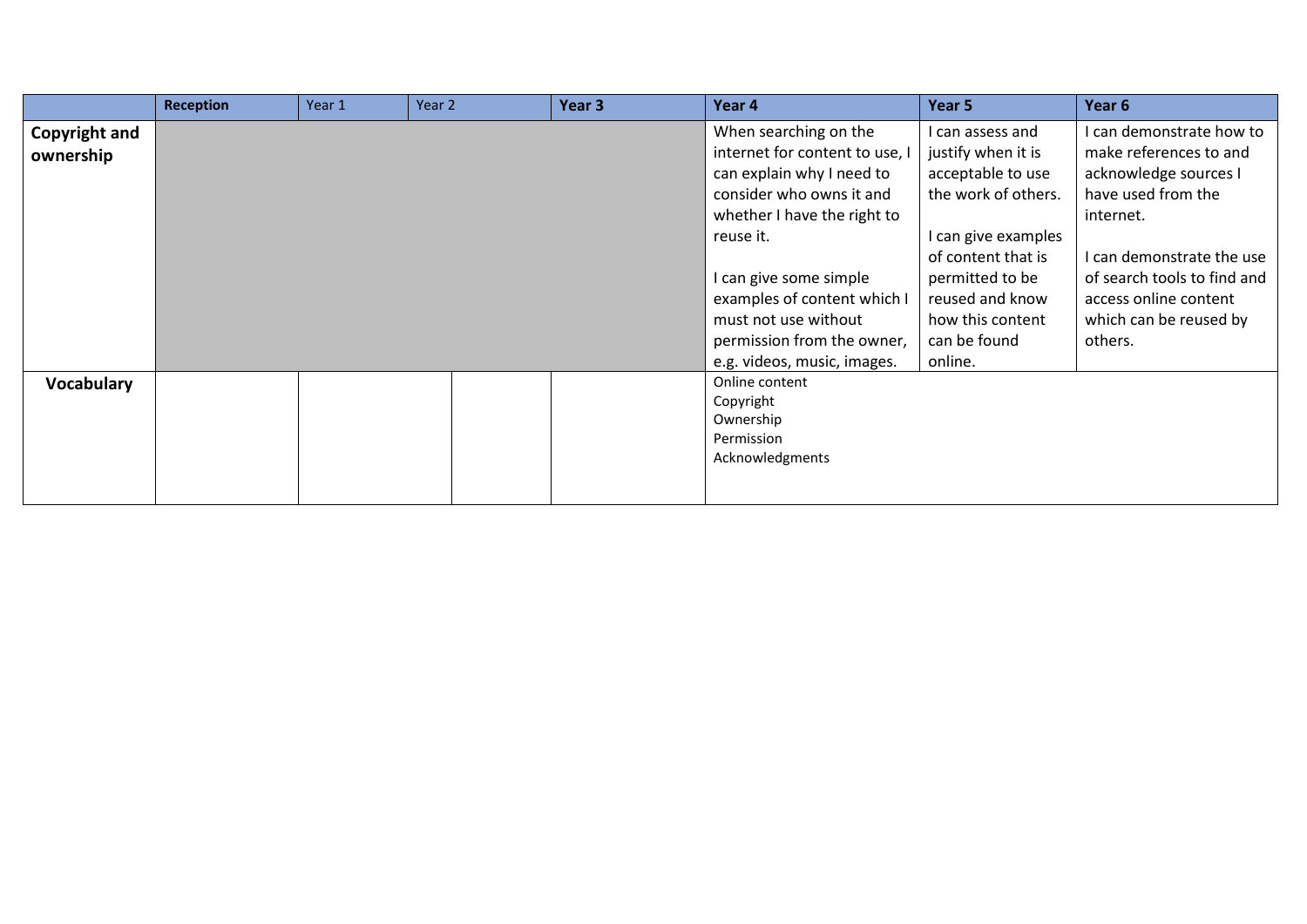| | Reception | Year 1 | Year 2 | Year 3 | Year 4 | Year 5 | Year 6 |
|---|---|---|---|---|---|---|---|
| **Copyright and ownership** | | | | | When searching on the internet for content to use, I can explain why I need to consider who owns it and whether I have the right to reuse it.<br><br>I can give some simple examples of content which I must not use without permission from the owner, e.g. videos, music, images. | I can assess and justify when it is acceptable to use the work of others.<br><br>I can give examples of content that is permitted to be reused and know how this content can be found online. | I can demonstrate how to make references to and acknowledge sources I have used from the internet.<br><br>I can demonstrate the use of search tools to find and access online content which can be reused by others. |
| **Vocabulary** | | | | | Online content<br>Copyright<br>Ownership<br>Permission<br>Acknowledgments | | |